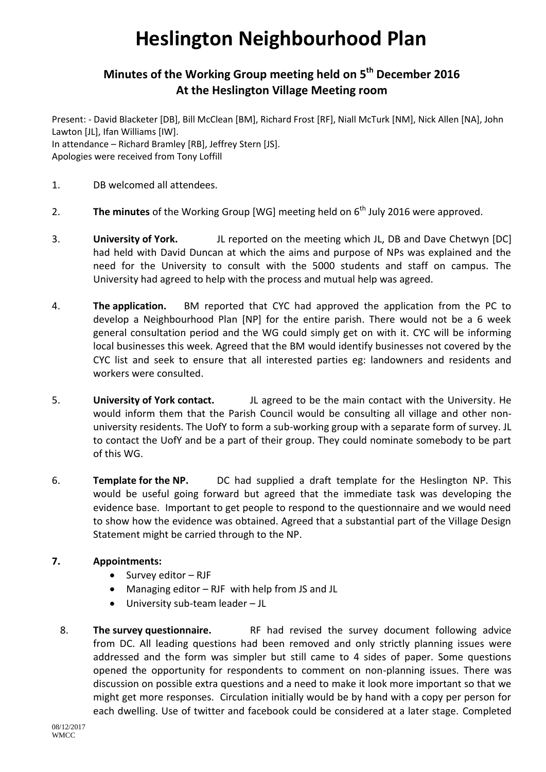# Heslington Neighbourhood Plan

## Minutes of the Working Group meeting held on 5th December 2016
## At the Heslington Village Meeting room

Present: - David Blacketer [DB], Bill McClean [BM], Richard Frost [RF], Niall McTurk [NM], Nick Allen [NA], John Lawton [JL], Ifan Williams [IW].
In attendance – Richard Bramley [RB], Jeffrey Stern [JS].
Apologies were received from Tony Loffill

1. DB welcomed all attendees.

2. **The minutes** of the Working Group [WG] meeting held on 6th July 2016 were approved.

3. **University of York.** JL reported on the meeting which JL, DB and Dave Chetwyn [DC] had held with David Duncan at which the aims and purpose of NPs was explained and the need for the University to consult with the 5000 students and staff on campus. The University had agreed to help with the process and mutual help was agreed.

4. **The application.** BM reported that CYC had approved the application from the PC to develop a Neighbourhood Plan [NP] for the entire parish. There would not be a 6 week general consultation period and the WG could simply get on with it. CYC will be informing local businesses this week. Agreed that the BM would identify businesses not covered by the CYC list and seek to ensure that all interested parties eg: landowners and residents and workers were consulted.

5. **University of York contact.** JL agreed to be the main contact with the University. He would inform them that the Parish Council would be consulting all village and other non-university residents. The UofY to form a sub-working group with a separate form of survey. JL to contact the UofY and be a part of their group. They could nominate somebody to be part of this WG.

6. **Template for the NP.** DC had supplied a draft template for the Heslington NP. This would be useful going forward but agreed that the immediate task was developing the evidence base. Important to get people to respond to the questionnaire and we would need to show how the evidence was obtained. Agreed that a substantial part of the Village Design Statement might be carried through to the NP.

7. **Appointments:**
   - Survey editor – RJF
   - Managing editor – RJF with help from JS and JL
   - University sub-team leader – JL

8. **The survey questionnaire.** RF had revised the survey document following advice from DC. All leading questions had been removed and only strictly planning issues were addressed and the form was simpler but still came to 4 sides of paper. Some questions opened the opportunity for respondents to comment on non-planning issues. There was discussion on possible extra questions and a need to make it look more important so that we might get more responses. Circulation initially would be by hand with a copy per person for each dwelling. Use of twitter and facebook could be considered at a later stage. Completed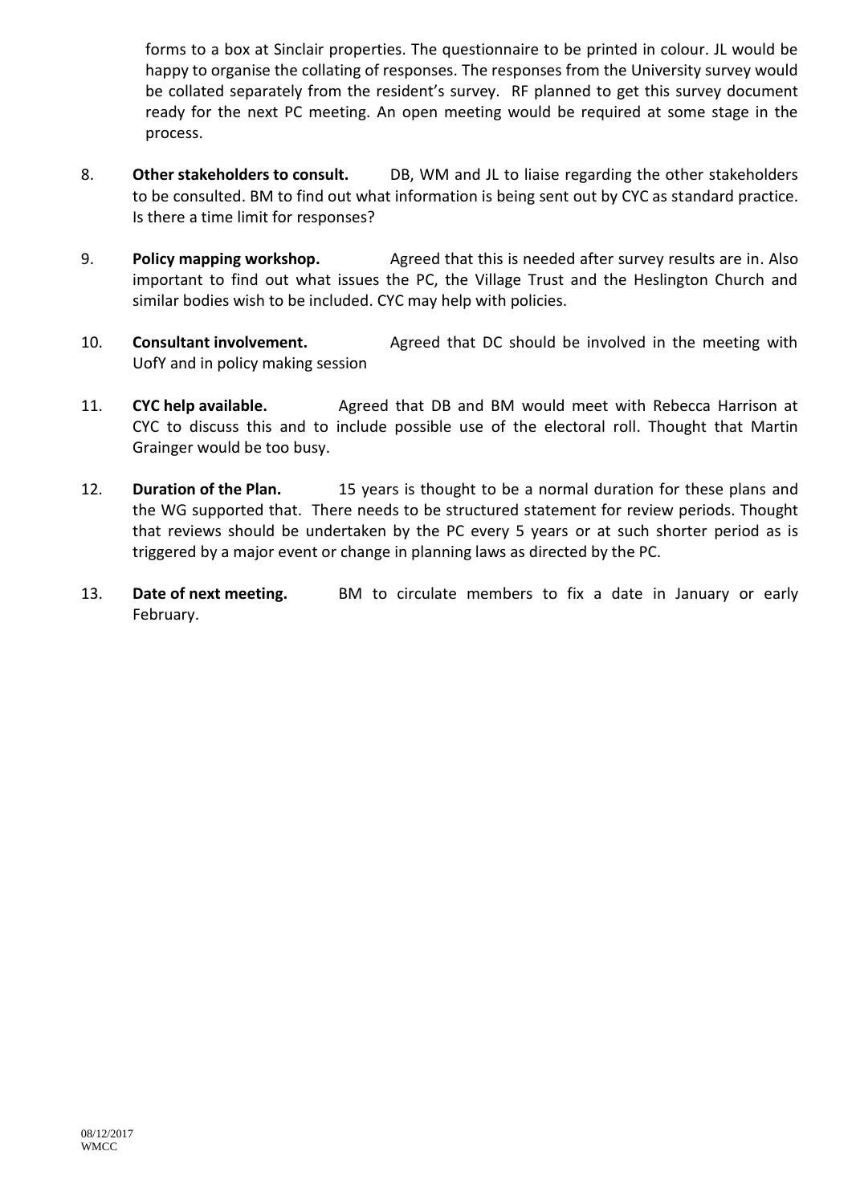forms to a box at Sinclair properties. The questionnaire to be printed in colour. JL would be happy to organise the collating of responses. The responses from the University survey would be collated separately from the resident's survey. RF planned to get this survey document ready for the next PC meeting. An open meeting would be required at some stage in the process.

8. **Other stakeholders to consult.** DB, WM and JL to liaise regarding the other stakeholders to be consulted. BM to find out what information is being sent out by CYC as standard practice. Is there a time limit for responses?

9. **Policy mapping workshop.** Agreed that this is needed after survey results are in. Also important to find out what issues the PC, the Village Trust and the Heslington Church and similar bodies wish to be included. CYC may help with policies.

10. **Consultant involvement.** Agreed that DC should be involved in the meeting with UofY and in policy making session

11. **CYC help available.** Agreed that DB and BM would meet with Rebecca Harrison at CYC to discuss this and to include possible use of the electoral roll. Thought that Martin Grainger would be too busy.

12. **Duration of the Plan.** 15 years is thought to be a normal duration for these plans and the WG supported that. There needs to be structured statement for review periods. Thought that reviews should be undertaken by the PC every 5 years or at such shorter period as is triggered by a major event or change in planning laws as directed by the PC.

13. **Date of next meeting.** BM to circulate members to fix a date in January or early February.

08/12/2017
WMCC